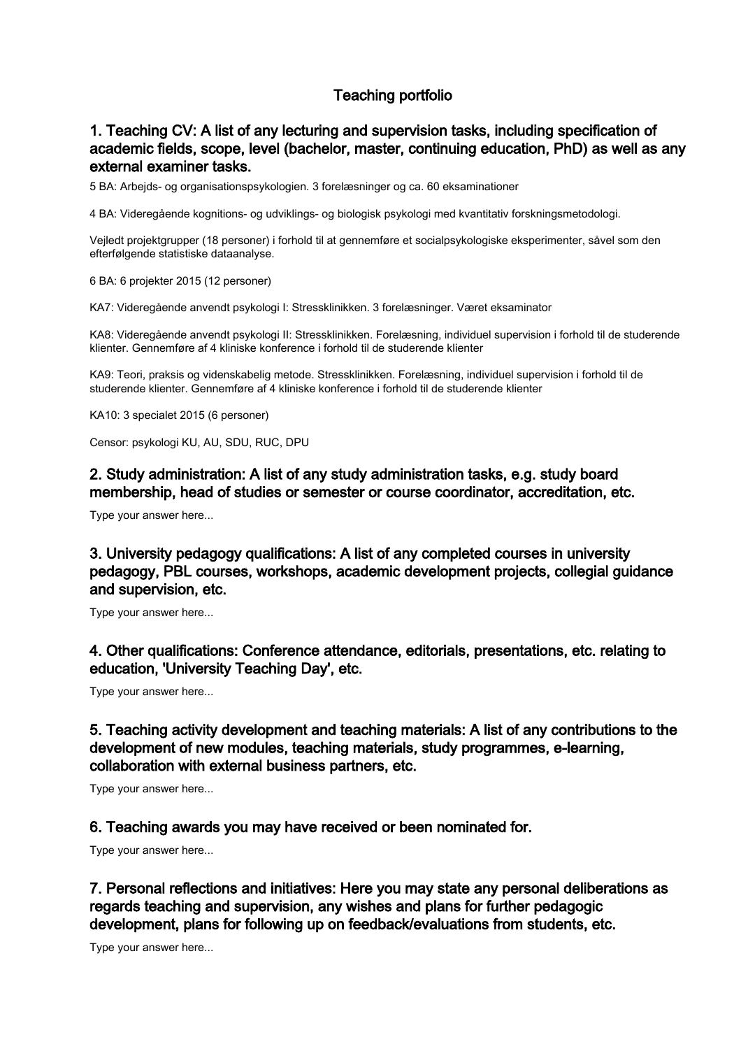# Teaching portfolio

## 1. Teaching CV: A list of any lecturing and supervision tasks, including specification of academic fields, scope, level (bachelor, master, continuing education, PhD) as well as any external examiner tasks.

5 BA: Arbejds- og organisationspsykologien. 3 forelæsninger og ca. 60 eksaminationer

4 BA: Videregående kognitions- og udviklings- og biologisk psykologi med kvantitativ forskningsmetodologi.

Vejledt projektgrupper (18 personer) i forhold til at gennemføre et socialpsykologiske eksperimenter, såvel som den efterfølgende statistiske dataanalyse.

6 BA: 6 projekter 2015 (12 personer)

KA7: Videregående anvendt psykologi I: Stressklinikken. 3 forelæsninger. Været eksaminator

KA8: Videregående anvendt psykologi II: Stressklinikken. Forelæsning, individuel supervision i forhold til de studerende klienter. Gennemføre af 4 kliniske konference i forhold til de studerende klienter

KA9: Teori, praksis og videnskabelig metode. Stressklinikken. Forelæsning, individuel supervision i forhold til de studerende klienter. Gennemføre af 4 kliniske konference i forhold til de studerende klienter

KA10: 3 specialet 2015 (6 personer)

Censor: psykologi KU, AU, SDU, RUC, DPU

## 2. Study administration: A list of any study administration tasks, e.g. study board membership, head of studies or semester or course coordinator, accreditation, etc.

Type your answer here...

## 3. University pedagogy qualifications: A list of any completed courses in university pedagogy, PBL courses, workshops, academic development projects, collegial guidance and supervision, etc.

Type your answer here...

## 4. Other qualifications: Conference attendance, editorials, presentations, etc. relating to education, 'University Teaching Day', etc.

Type your answer here...

## 5. Teaching activity development and teaching materials: A list of any contributions to the development of new modules, teaching materials, study programmes, e-learning, collaboration with external business partners, etc.

Type your answer here...

## 6. Teaching awards you may have received or been nominated for.

Type your answer here...

## 7. Personal reflections and initiatives: Here you may state any personal deliberations as regards teaching and supervision, any wishes and plans for further pedagogic development, plans for following up on feedback/evaluations from students, etc.

Type your answer here...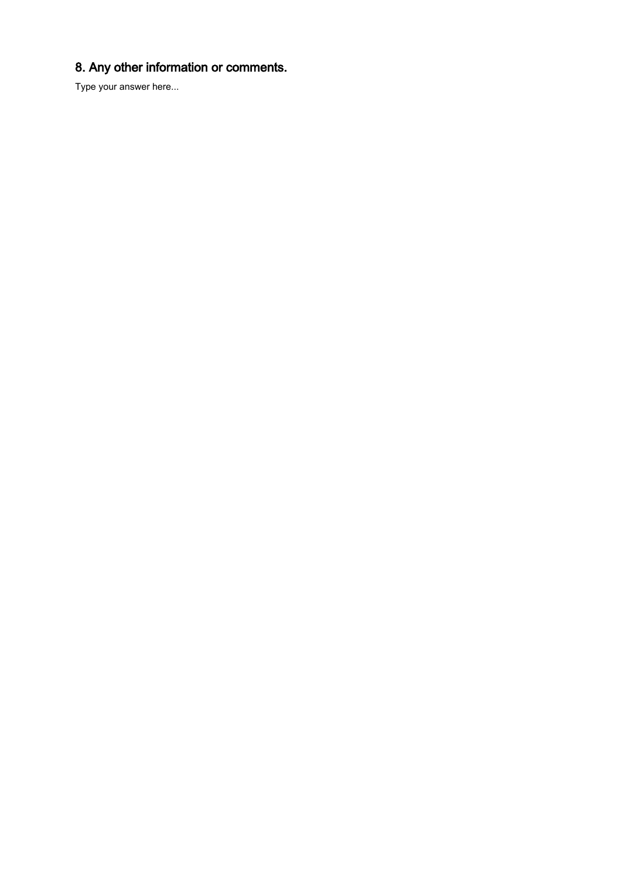## 8. Any other information or comments.

Type your answer here...